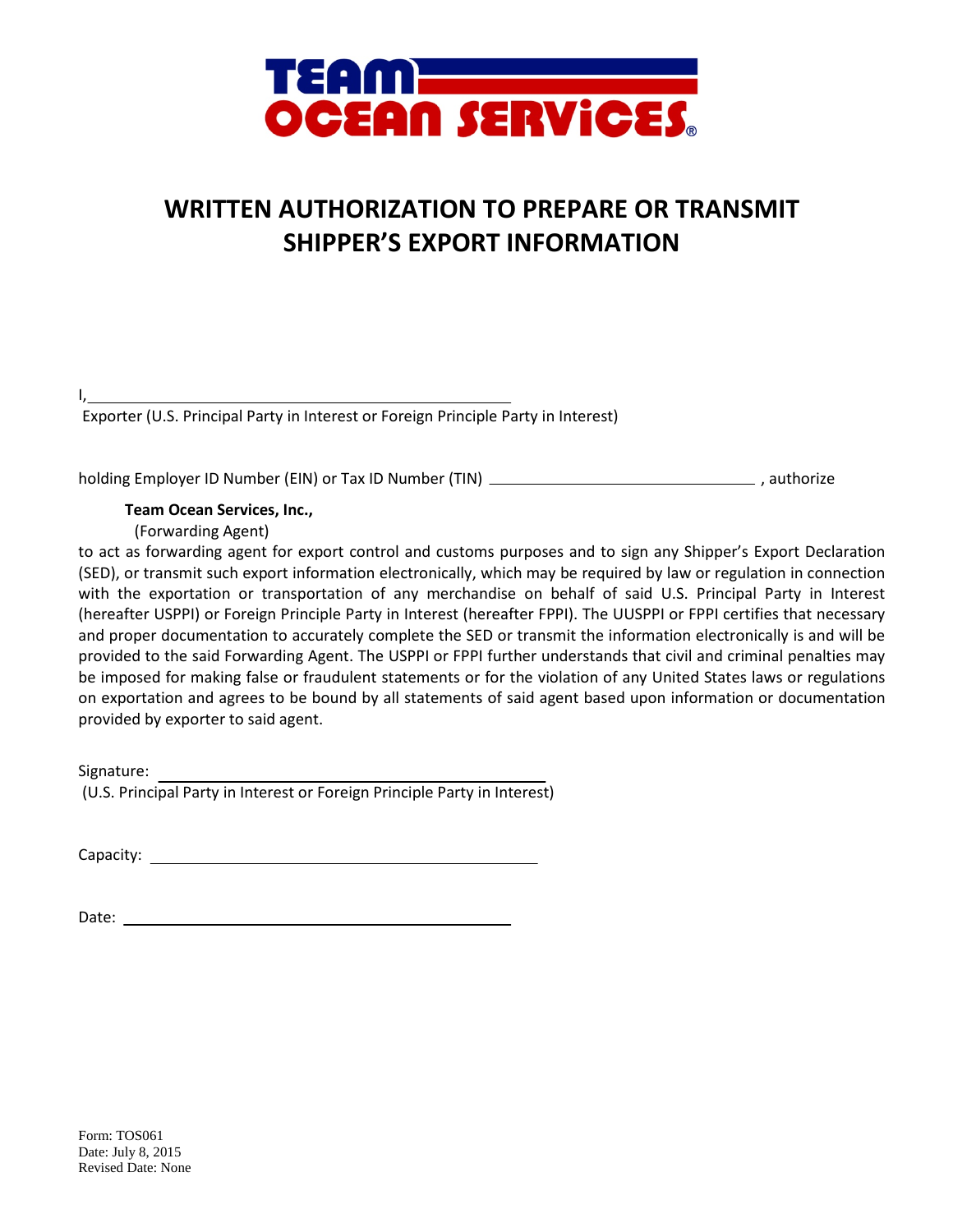TEAM OCEAN SERVICES®

# WRITTEN AUTHORIZATION TO PREPARE OR TRANSMIT SHIPPER'S EXPORT INFORMATION

I, ______________________________________________
Exporter (U.S. Principal Party in Interest or Foreign Principle Party in Interest)

holding Employer ID Number (EIN) or Tax ID Number (TIN) ______________________________ , authorize

**Team Ocean Services, Inc.,**
(Forwarding Agent)

to act as forwarding agent for export control and customs purposes and to sign any Shipper's Export Declaration (SED), or transmit such export information electronically, which may be required by law or regulation in connection with the exportation or transportation of any merchandise on behalf of said U.S. Principal Party in Interest (hereafter USPPI) or Foreign Principle Party in Interest (hereafter FPPI). The UUSPPI or FPPI certifies that necessary and proper documentation to accurately complete the SED or transmit the information electronically is and will be provided to the said Forwarding Agent. The USPPI or FPPI further understands that civil and criminal penalties may be imposed for making false or fraudulent statements or for the violation of any United States laws or regulations on exportation and agrees to be bound by all statements of said agent based upon information or documentation provided by exporter to said agent.

Signature: ______________________________________________
(U.S. Principal Party in Interest or Foreign Principle Party in Interest)

Capacity: ______________________________________________

Date: ______________________________________________

Form: TOS061
Date: July 8, 2015
Revised Date: None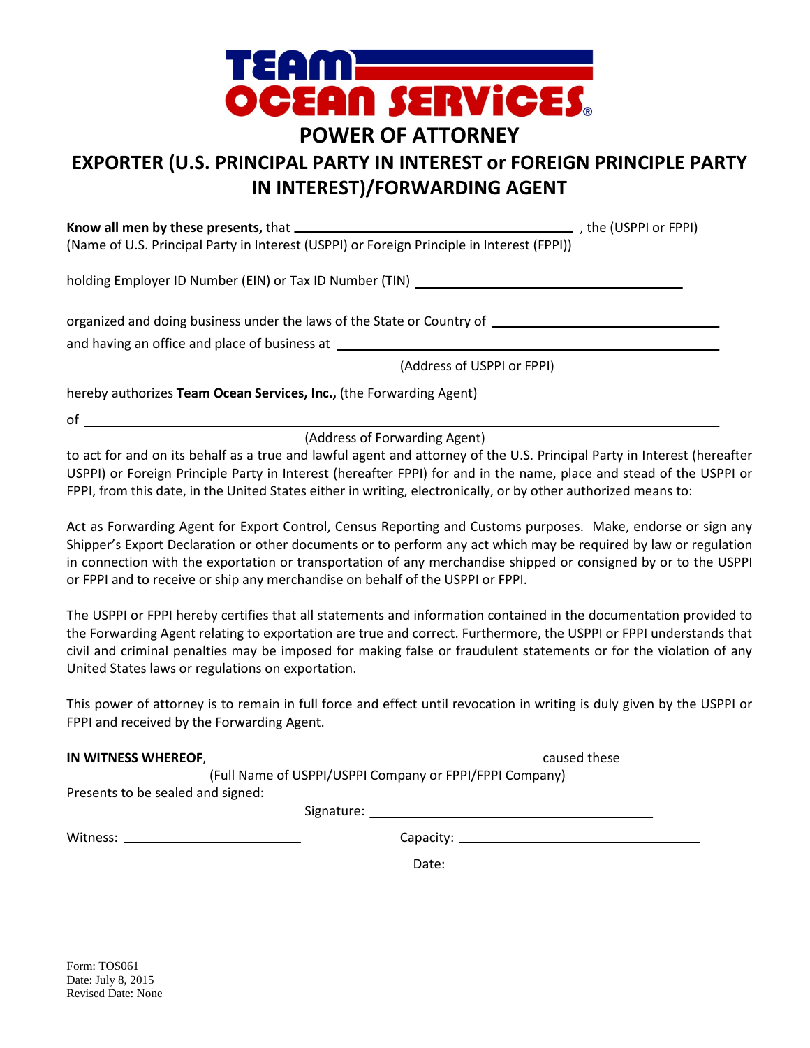# POWER OF ATTORNEY

## EXPORTER (U.S. PRINCIPAL PARTY IN INTEREST or FOREIGN PRINCIPLE PARTY IN INTEREST)/FORWARDING AGENT

**Know all men by these presents,** that \_\_\_\_\_\_\_\_\_\_\_\_\_\_\_\_\_\_\_\_\_\_\_\_\_\_\_\_\_\_\_\_\_\_\_\_\_\_\_\_ , the (USPPI or FPPI)
(Name of U.S. Principal Party in Interest (USPPI) or Foreign Principle in Interest (FPPI))

holding Employer ID Number (EIN) or Tax ID Number (TIN) \_\_\_\_\_\_\_\_\_\_\_\_\_\_\_\_\_\_\_\_\_\_\_\_\_\_\_\_\_\_\_\_\_\_\_\_\_\_

organized and doing business under the laws of the State or Country of \_\_\_\_\_\_\_\_\_\_\_\_\_\_\_\_\_\_\_\_\_\_\_\_\_\_\_\_\_\_\_\_

and having an office and place of business at \_\_\_\_\_\_\_\_\_\_\_\_\_\_\_\_\_\_\_\_\_\_\_\_\_\_\_\_\_\_\_\_\_\_\_\_\_\_\_\_\_\_\_\_\_\_\_\_\_\_\_\_\_\_
(Address of USPPI or FPPI)

hereby authorizes **Team Ocean Services, Inc.,** (the Forwarding Agent)

of \_\_\_\_\_\_\_\_\_\_\_\_\_\_\_\_\_\_\_\_\_\_\_\_\_\_\_\_\_\_\_\_\_\_\_\_\_\_\_\_\_\_\_\_\_\_\_\_\_\_\_\_\_\_\_\_\_\_\_\_\_\_\_\_\_\_\_\_\_\_\_\_\_\_\_\_\_\_\_\_\_\_\_\_\_\_\_\_\_\_
(Address of Forwarding Agent)

to act for and on its behalf as a true and lawful agent and attorney of the U.S. Principal Party in Interest (hereafter USPPI) or Foreign Principle Party in Interest (hereafter FPPI) for and in the name, place and stead of the USPPI or FPPI, from this date, in the United States either in writing, electronically, or by other authorized means to:

Act as Forwarding Agent for Export Control, Census Reporting and Customs purposes. Make, endorse or sign any Shipper's Export Declaration or other documents or to perform any act which may be required by law or regulation in connection with the exportation or transportation of any merchandise shipped or consigned by or to the USPPI or FPPI and to receive or ship any merchandise on behalf of the USPPI or FPPI.

The USPPI or FPPI hereby certifies that all statements and information contained in the documentation provided to the Forwarding Agent relating to exportation are true and correct. Furthermore, the USPPI or FPPI understands that civil and criminal penalties may be imposed for making false or fraudulent statements or for the violation of any United States laws or regulations on exportation.

This power of attorney is to remain in full force and effect until revocation in writing is duly given by the USPPI or FPPI and received by the Forwarding Agent.

**IN WITNESS WHEREOF**, \_\_\_\_\_\_\_\_\_\_\_\_\_\_\_\_\_\_\_\_\_\_\_\_\_\_\_\_\_\_\_\_\_\_\_\_\_\_\_\_\_\_\_\_\_ caused these
(Full Name of USPPI/USPPI Company or FPPI/FPPI Company)
Presents to be sealed and signed:

Signature: \_\_\_\_\_\_\_\_\_\_\_\_\_\_\_\_\_\_\_\_\_\_\_\_\_\_\_\_\_\_\_\_\_\_\_\_\_\_\_\_

Witness: \_\_\_\_\_\_\_\_\_\_\_\_\_\_\_\_\_\_\_\_\_\_\_\_\_

Capacity: \_\_\_\_\_\_\_\_\_\_\_\_\_\_\_\_\_\_\_\_\_\_\_\_\_\_\_\_\_\_\_\_\_\_

Date: \_\_\_\_\_\_\_\_\_\_\_\_\_\_\_\_\_\_\_\_\_\_\_\_\_\_\_\_\_\_\_\_\_\_\_

Form: TOS061
Date: July 8, 2015
Revised Date: None